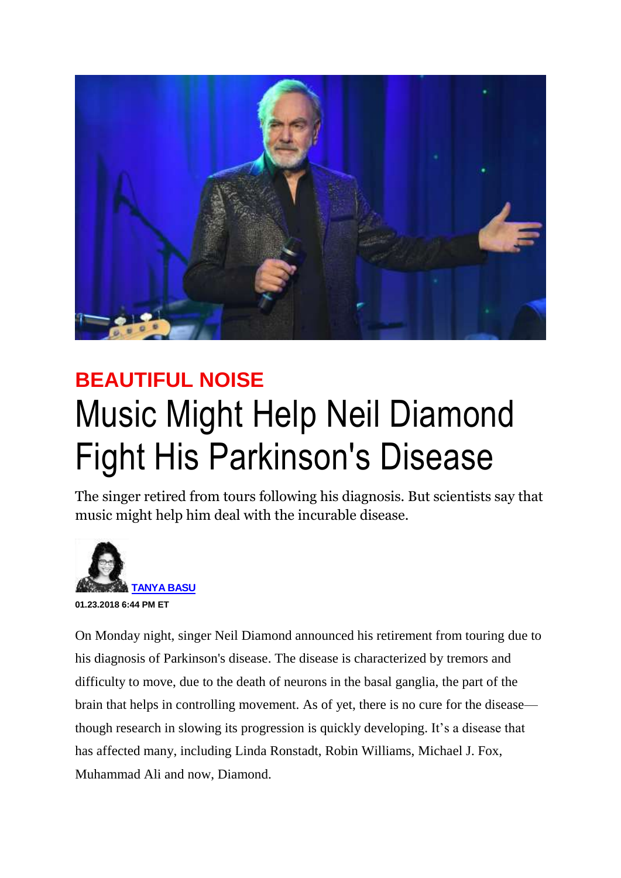BEAUTIFUL NOISE

# Music Might Help Neil Diamond Fight His Parkinson's Disease

The singer retired from tours following his diagnosis. But scientists say that music might help him deal with the incurable disease.

TANYA BASU

**01.23.2018 6:44 PM ET**

On Monday night, singer Neil Diamond announced his retirement from touring due to his diagnosis of Parkinson's disease. The disease is characterized by tremors and difficulty to move, due to the death of neurons in the basal ganglia, the part of the brain that helps in controlling movement. As of yet, there is no cure for the disease—though research in slowing its progression is quickly developing. It's a disease that has affected many, including Linda Ronstadt, Robin Williams, Michael J. Fox, Muhammad Ali and now, Diamond.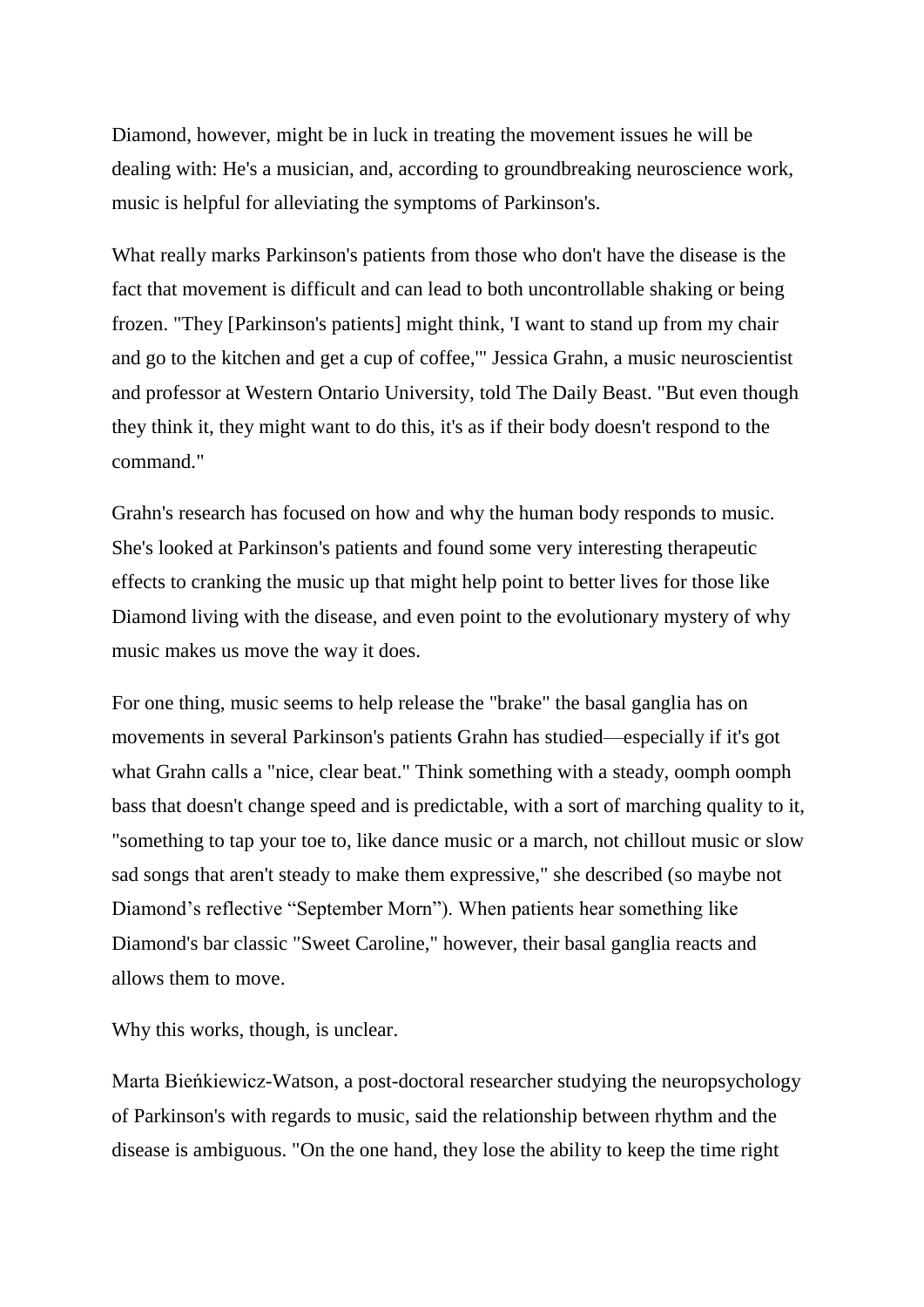Diamond, however, might be in luck in treating the movement issues he will be dealing with: He's a musician, and, according to groundbreaking neuroscience work, music is helpful for alleviating the symptoms of Parkinson's.

What really marks Parkinson's patients from those who don't have the disease is the fact that movement is difficult and can lead to both uncontrollable shaking or being frozen. "They [Parkinson's patients] might think, 'I want to stand up from my chair and go to the kitchen and get a cup of coffee,'" Jessica Grahn, a music neuroscientist and professor at Western Ontario University, told The Daily Beast. "But even though they think it, they might want to do this, it's as if their body doesn't respond to the command."

Grahn's research has focused on how and why the human body responds to music. She's looked at Parkinson's patients and found some very interesting therapeutic effects to cranking the music up that might help point to better lives for those like Diamond living with the disease, and even point to the evolutionary mystery of why music makes us move the way it does.

For one thing, music seems to help release the "brake" the basal ganglia has on movements in several Parkinson's patients Grahn has studied—especially if it's got what Grahn calls a "nice, clear beat." Think something with a steady, oomph oomph bass that doesn't change speed and is predictable, with a sort of marching quality to it, "something to tap your toe to, like dance music or a march, not chillout music or slow sad songs that aren't steady to make them expressive," she described (so maybe not Diamond's reflective "September Morn"). When patients hear something like Diamond's bar classic "Sweet Caroline," however, their basal ganglia reacts and allows them to move.

Why this works, though, is unclear.

Marta Bieńkiewicz-Watson, a post-doctoral researcher studying the neuropsychology of Parkinson's with regards to music, said the relationship between rhythm and the disease is ambiguous. "On the one hand, they lose the ability to keep the time right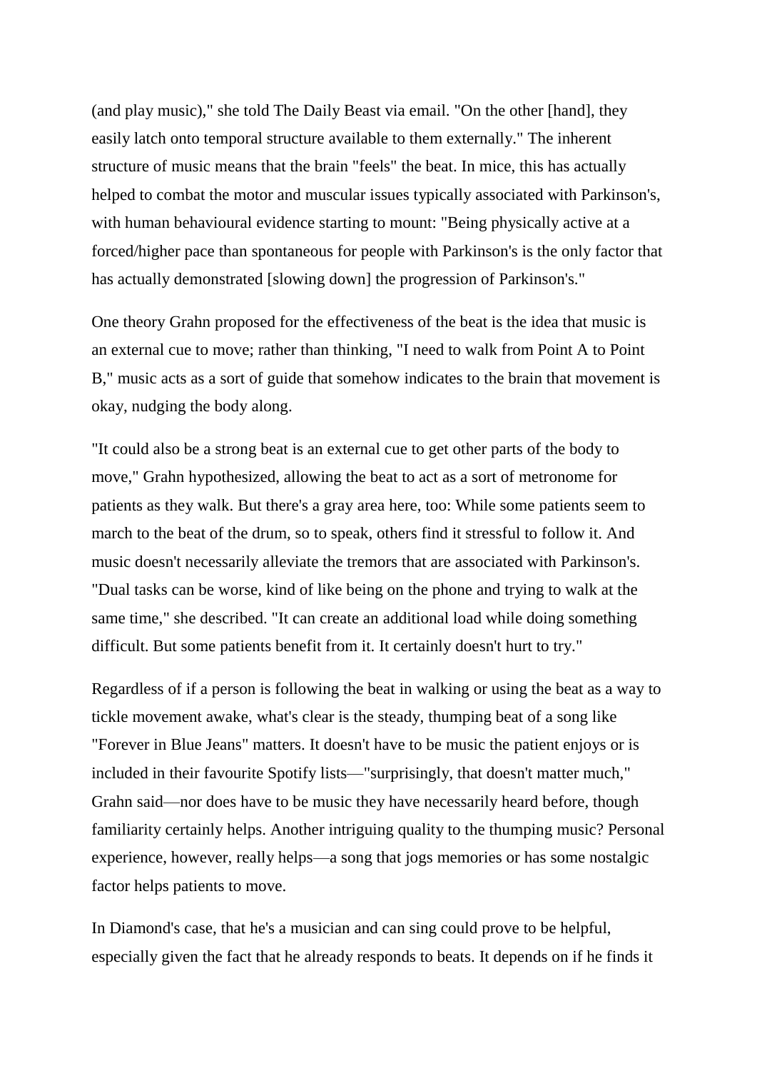(and play music)," she told The Daily Beast via email. "On the other [hand], they easily latch onto temporal structure available to them externally." The inherent structure of music means that the brain "feels" the beat. In mice, this has actually helped to combat the motor and muscular issues typically associated with Parkinson's, with human behavioural evidence starting to mount: "Being physically active at a forced/higher pace than spontaneous for people with Parkinson's is the only factor that has actually demonstrated [slowing down] the progression of Parkinson's."

One theory Grahn proposed for the effectiveness of the beat is the idea that music is an external cue to move; rather than thinking, "I need to walk from Point A to Point B," music acts as a sort of guide that somehow indicates to the brain that movement is okay, nudging the body along.

"It could also be a strong beat is an external cue to get other parts of the body to move," Grahn hypothesized, allowing the beat to act as a sort of metronome for patients as they walk. But there's a gray area here, too: While some patients seem to march to the beat of the drum, so to speak, others find it stressful to follow it. And music doesn't necessarily alleviate the tremors that are associated with Parkinson's. "Dual tasks can be worse, kind of like being on the phone and trying to walk at the same time," she described. "It can create an additional load while doing something difficult. But some patients benefit from it. It certainly doesn't hurt to try."

Regardless of if a person is following the beat in walking or using the beat as a way to tickle movement awake, what's clear is the steady, thumping beat of a song like "Forever in Blue Jeans" matters. It doesn't have to be music the patient enjoys or is included in their favourite Spotify lists—"surprisingly, that doesn't matter much," Grahn said—nor does have to be music they have necessarily heard before, though familiarity certainly helps. Another intriguing quality to the thumping music? Personal experience, however, really helps—a song that jogs memories or has some nostalgic factor helps patients to move.

In Diamond's case, that he's a musician and can sing could prove to be helpful, especially given the fact that he already responds to beats. It depends on if he finds it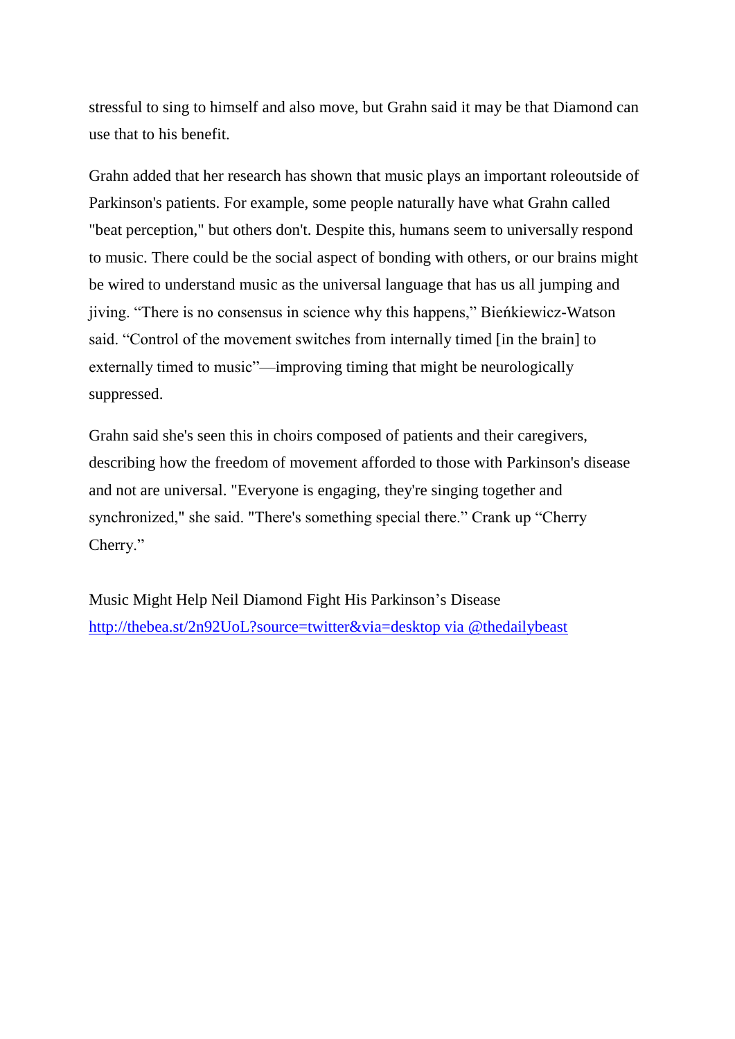stressful to sing to himself and also move, but Grahn said it may be that Diamond can use that to his benefit.

Grahn added that her research has shown that music plays an important roleoutside of Parkinson's patients. For example, some people naturally have what Grahn called "beat perception," but others don't. Despite this, humans seem to universally respond to music. There could be the social aspect of bonding with others, or our brains might be wired to understand music as the universal language that has us all jumping and jiving. "There is no consensus in science why this happens," Bieńkiewicz-Watson said. "Control of the movement switches from internally timed [in the brain] to externally timed to music"—improving timing that might be neurologically suppressed.

Grahn said she's seen this in choirs composed of patients and their caregivers, describing how the freedom of movement afforded to those with Parkinson's disease and not are universal. "Everyone is engaging, they're singing together and synchronized," she said. "There's something special there." Crank up "Cherry Cherry."

Music Might Help Neil Diamond Fight His Parkinson's Disease
[http://thebea.st/2n92UoL?source=twitter&via=desktop via @thedailybeast](http://thebea.st/2n92UoL?source=twitter&via=desktop)